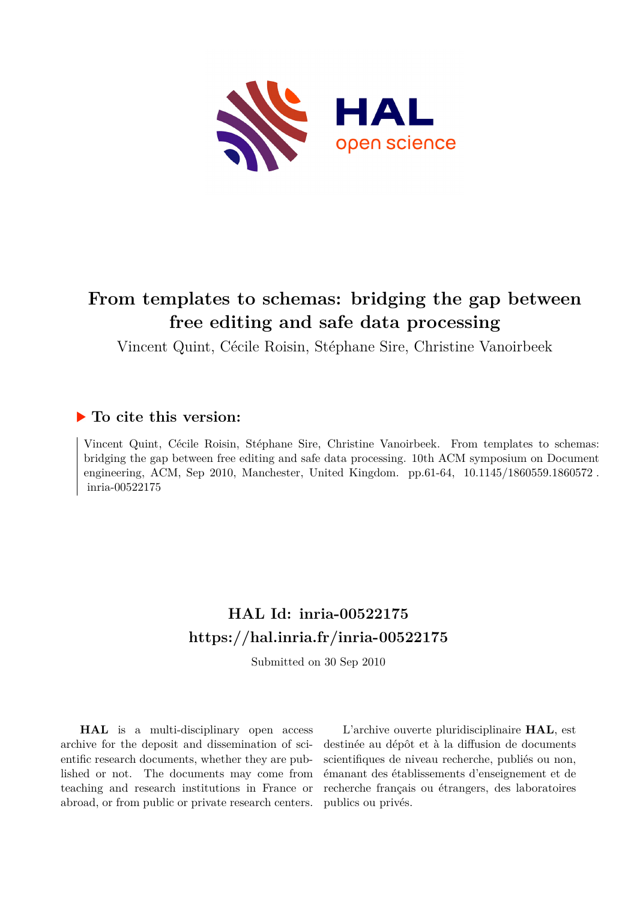# From templates to schemas: bridging the gap between free editing and safe data processing

Vincent Quint, Cécile Roisin, Stéphane Sire, Christine Vanoirbeek

## ▶ To cite this version:

Vincent Quint, Cécile Roisin, Stéphane Sire, Christine Vanoirbeek. From templates to schemas: bridging the gap between free editing and safe data processing. 10th ACM symposium on Document engineering, ACM, Sep 2010, Manchester, United Kingdom. pp.61-64, 10.1145/1860559.1860572 . inria-00522175

## HAL Id: inria-00522175

## https://hal.inria.fr/inria-00522175

Submitted on 30 Sep 2010

**HAL** is a multi-disciplinary open access archive for the deposit and dissemination of scientific research documents, whether they are published or not. The documents may come from teaching and research institutions in France or abroad, or from public or private research centers.

L'archive ouverte pluridisciplinaire **HAL**, est destinée au dépôt et à la diffusion de documents scientifiques de niveau recherche, publiés ou non, émanant des établissements d'enseignement et de recherche français ou étrangers, des laboratoires publics ou privés.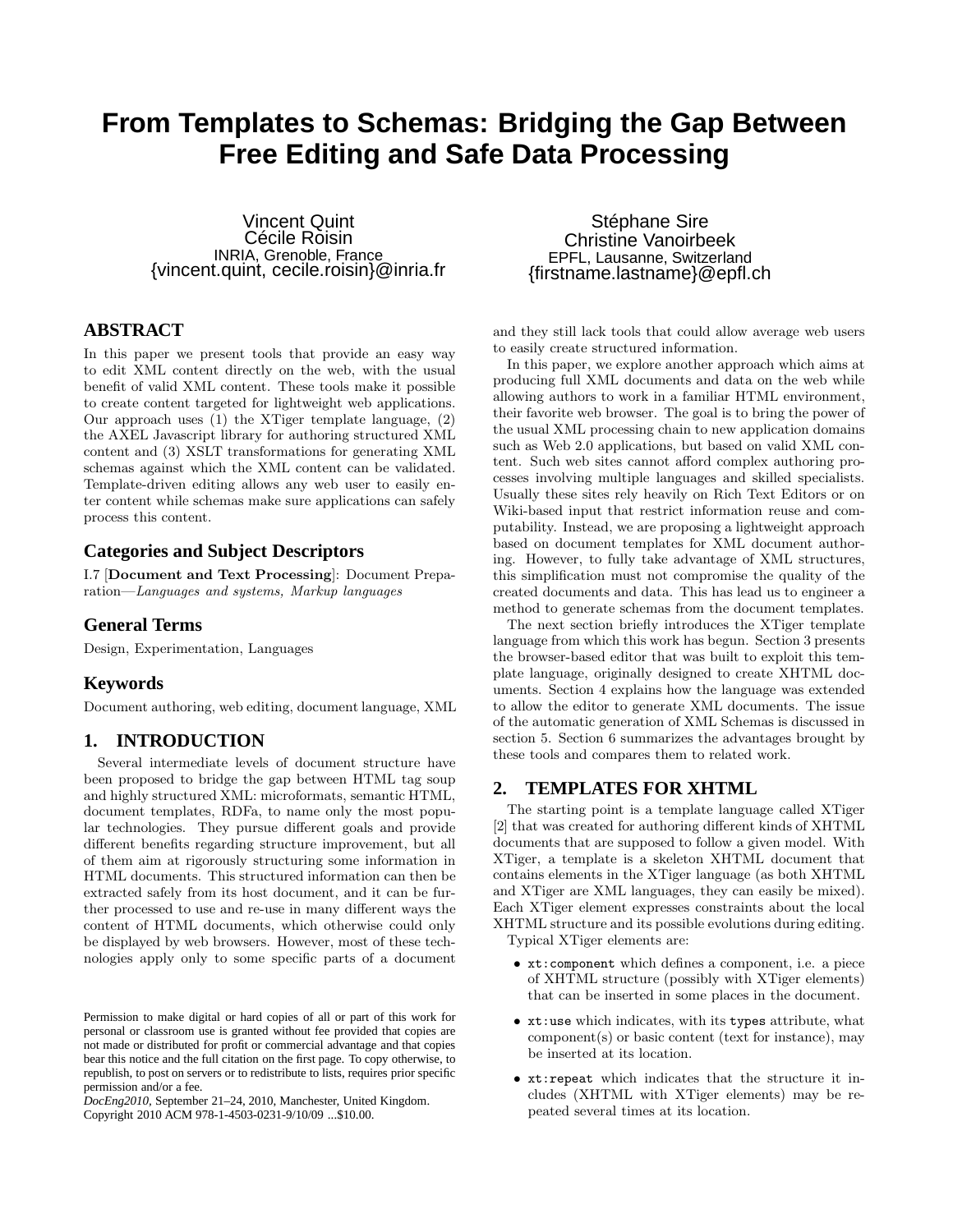# From Templates to Schemas: Bridging the Gap Between Free Editing and Safe Data Processing

Vincent Quint
Cécile Roisin
INRIA, Grenoble, France
{vincent.quint, cecile.roisin}@inria.fr

Stéphane Sire
Christine Vanoirbeek
EPFL, Lausanne, Switzerland
{firstname.lastname}@epfl.ch

## ABSTRACT

In this paper we present tools that provide an easy way to edit XML content directly on the web, with the usual benefit of valid XML content. These tools make it possible to create content targeted for lightweight web applications. Our approach uses (1) the XTiger template language, (2) the AXEL Javascript library for authoring structured XML content and (3) XSLT transformations for generating XML schemas against which the XML content can be validated. Template-driven editing allows any web user to easily enter content while schemas make sure applications can safely process this content.

## Categories and Subject Descriptors

I.7 [**Document and Text Processing**]: Document Preparation—*Languages and systems, Markup languages*

## General Terms

Design, Experimentation, Languages

## Keywords

Document authoring, web editing, document language, XML

## 1. INTRODUCTION

Several intermediate levels of document structure have been proposed to bridge the gap between HTML tag soup and highly structured XML: microformats, semantic HTML, document templates, RDFa, to name only the most popular technologies. They pursue different goals and provide different benefits regarding structure improvement, but all of them aim at rigorously structuring some information in HTML documents. This structured information can then be extracted safely from its host document, and it can be further processed to use and re-use in many different ways the content of HTML documents, which otherwise could only be displayed by web browsers. However, most of these technologies apply only to some specific parts of a document and they still lack tools that could allow average web users to easily create structured information.

In this paper, we explore another approach which aims at producing full XML documents and data on the web while allowing authors to work in a familiar HTML environment, their favorite web browser. The goal is to bring the power of the usual XML processing chain to new application domains such as Web 2.0 applications, but based on valid XML content. Such web sites cannot afford complex authoring processes involving multiple languages and skilled specialists. Usually these sites rely heavily on Rich Text Editors or on Wiki-based input that restrict information reuse and computability. Instead, we are proposing a lightweight approach based on document templates for XML document authoring. However, to fully take advantage of XML structures, this simplification must not compromise the quality of the created documents and data. This has lead us to engineer a method to generate schemas from the document templates.

The next section briefly introduces the XTiger template language from which this work has begun. Section 3 presents the browser-based editor that was built to exploit this template language, originally designed to create XHTML documents. Section 4 explains how the language was extended to allow the editor to generate XML documents. The issue of the automatic generation of XML Schemas is discussed in section 5. Section 6 summarizes the advantages brought by these tools and compares them to related work.

## 2. TEMPLATES FOR XHTML

The starting point is a template language called XTiger [2] that was created for authoring different kinds of XHTML documents that are supposed to follow a given model. With XTiger, a template is a skeleton XHTML document that contains elements in the XTiger language (as both XHTML and XTiger are XML languages, they can easily be mixed). Each XTiger element expresses constraints about the local XHTML structure and its possible evolutions during editing.

Typical XTiger elements are:

- `xt:component` which defines a component, i.e. a piece of XHTML structure (possibly with XTiger elements) that can be inserted in some places in the document.
- `xt:use` which indicates, with its `types` attribute, what component(s) or basic content (text for instance), may be inserted at its location.
- `xt:repeat` which indicates that the structure it includes (XHTML with XTiger elements) may be repeated several times at its location.

Permission to make digital or hard copies of all or part of this work for personal or classroom use is granted without fee provided that copies are not made or distributed for profit or commercial advantage and that copies bear this notice and the full citation on the first page. To copy otherwise, to republish, to post on servers or to redistribute to lists, requires prior specific permission and/or a fee.
*DocEng2010,* September 21–24, 2010, Manchester, United Kingdom.
Copyright 2010 ACM 978-1-4503-0231-9/10/09 ...$10.00.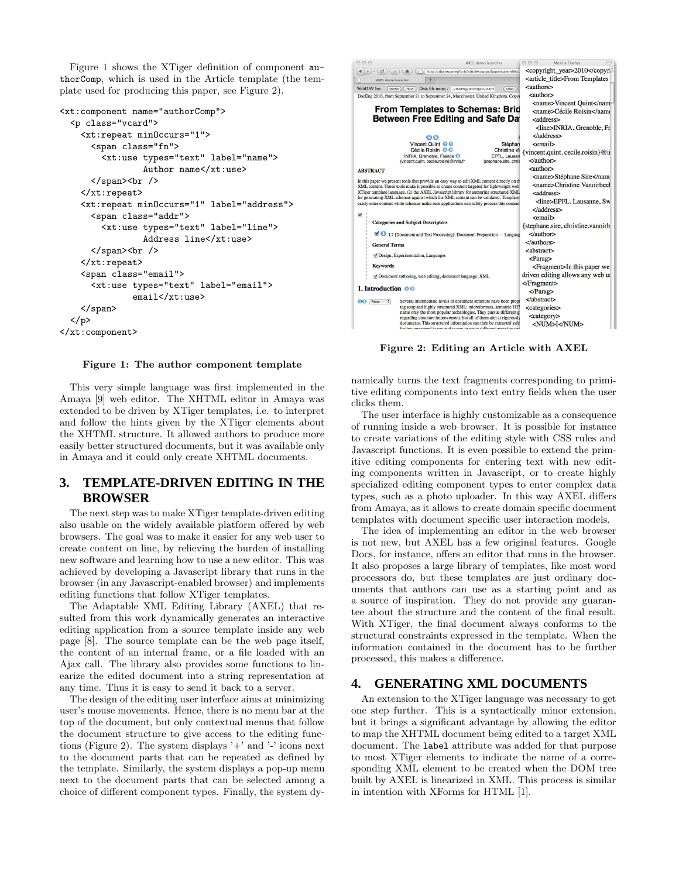Figure 1 shows the XTiger definition of component **authorComp**, which is used in the Article template (the template used for producing this paper, see Figure 2).

```
<xt:component name="authorComp">
  <p class="vcard">
    <xt:repeat minOccurs="1">
      <span class="fn">
        <xt:use types="text" label="name">
                Author name</xt:use>
      </span><br />
    </xt:repeat>
    <xt:repeat minOccurs="1" label="address">
      <span class="addr">
        <xt:use types="text" label="line">
                Address line</xt:use>
      </span><br />
    </xt:repeat>
    <span class="email">
      <xt:use types="text" label="email">
              email</xt:use>
    </span>
  </p>
</xt:component>
```

**Figure 1: The author component template**

This very simple language was first implemented in the Amaya [9] web editor. The XHTML editor in Amaya was extended to be driven by XTiger templates, i.e. to interpret and follow the hints given by the XTiger elements about the XHTML structure. It allowed authors to produce more easily better structured documents, but it was available only in Amaya and it could only create XHTML documents.

## 3. TEMPLATE-DRIVEN EDITING IN THE BROWSER

The next step was to make XTiger template-driven editing also usable on the widely available platform offered by web browsers. The goal was to make it easier for any web user to create content on line, by relieving the burden of installing new software and learning how to use a new editor. This was achieved by developing a Javascript library that runs in the browser (in any Javascript-enabled browser) and implements editing functions that follow XTiger templates.

The Adaptable XML Editing Library (AXEL) that resulted from this work dynamically generates an interactive editing application from a source template inside any web page [8]. The source template can be the web page itself, the content of an internal frame, or a file loaded with an Ajax call. The library also provides some functions to linearize the edited document into a string representation at any time. Thus it is easy to send it back to a server.

The design of the editing user interface aims at minimizing user's mouse movements. Hence, there is no menu bar at the top of the document, but only contextual menus that follow the document structure to give access to the editing functions (Figure 2). The system displays '+' and '-' icons next to the document parts that can be repeated as defined by the template. Similarly, the system displays a pop-up menu next to the document parts that can be selected among a choice of different component types. Finally, the system dynamically turns the text fragments corresponding to primitive editing components into text entry fields when the user clicks them.

**Figure 2: Editing an Article with AXEL**

The user interface is highly customizable as a consequence of running inside a web browser. It is possible for instance to create variations of the editing style with CSS rules and Javascript functions. It is even possible to extend the primitive editing components for entering text with new editing components written in Javascript, or to create highly specialized editing component types to enter complex data types, such as a photo uploader. In this way AXEL differs from Amaya, as it allows to create domain specific document templates with document specific user interaction models.

The idea of implementing an editor in the web browser is not new, but AXEL has a few original features. Google Docs, for instance, offers an editor that runs in the browser. It also proposes a large library of templates, like most word processors do, but these templates are just ordinary documents that authors can use as a starting point and as a source of inspiration. They do not provide any guarantee about the structure and the content of the final result. With XTiger, the final document always conforms to the structural constraints expressed in the template. When the information contained in the document has to be further processed, this makes a difference.

## 4. GENERATING XML DOCUMENTS

An extension to the XTiger language was necessary to get one step further. This is a syntactically minor extension, but it brings a significant advantage by allowing the editor to map the XHTML document being edited to a target XML document. The `label` attribute was added for that purpose to most XTiger elements to indicate the name of a corresponding XML element to be created when the DOM tree built by AXEL is linearized in XML. This process is similar in intention with XForms for HTML [1].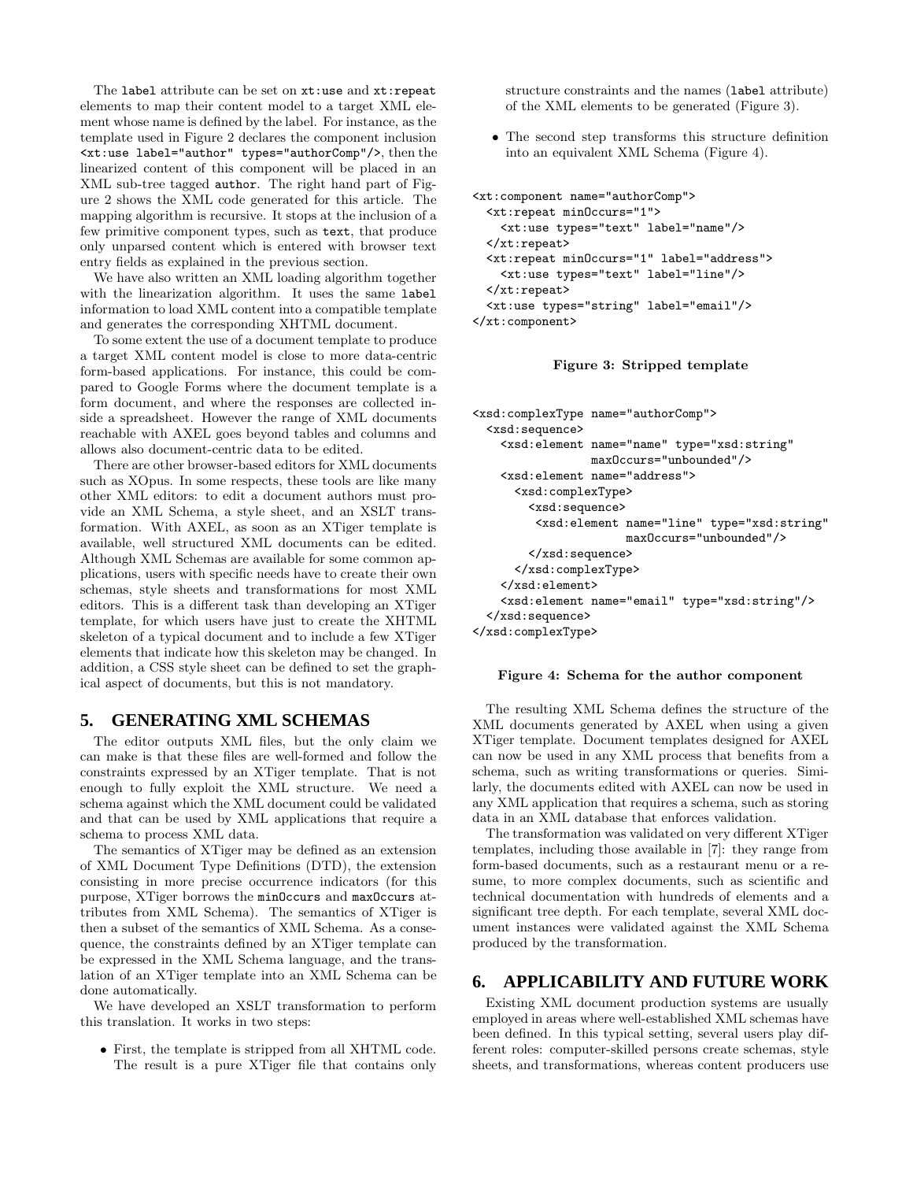The `label` attribute can be set on `xt:use` and `xt:repeat` elements to map their content model to a target XML element whose name is defined by the label. For instance, as the template used in Figure 2 declares the component inclusion `<xt:use label="author" types="authorComp"/>`, then the linearized content of this component will be placed in an XML sub-tree tagged `author`. The right hand part of Figure 2 shows the XML code generated for this article. The mapping algorithm is recursive. It stops at the inclusion of a few primitive component types, such as `text`, that produce only unparsed content which is entered with browser text entry fields as explained in the previous section.

We have also written an XML loading algorithm together with the linearization algorithm. It uses the same `label` information to load XML content into a compatible template and generates the corresponding XHTML document.

To some extent the use of a document template to produce a target XML content model is close to more data-centric form-based applications. For instance, this could be compared to Google Forms where the document template is a form document, and where the responses are collected inside a spreadsheet. However the range of XML documents reachable with AXEL goes beyond tables and columns and allows also document-centric data to be edited.

There are other browser-based editors for XML documents such as XOpus. In some respects, these tools are like many other XML editors: to edit a document authors must provide an XML Schema, a style sheet, and an XSLT transformation. With AXEL, as soon as an XTiger template is available, well structured XML documents can be edited. Although XML Schemas are available for some common applications, users with specific needs have to create their own schemas, style sheets and transformations for most XML editors. This is a different task than developing an XTiger template, for which users have just to create the XHTML skeleton of a typical document and to include a few XTiger elements that indicate how this skeleton may be changed. In addition, a CSS style sheet can be defined to set the graphical aspect of documents, but this is not mandatory.

## 5. GENERATING XML SCHEMAS

The editor outputs XML files, but the only claim we can make is that these files are well-formed and follow the constraints expressed by an XTiger template. That is not enough to fully exploit the XML structure. We need a schema against which the XML document could be validated and that can be used by XML applications that require a schema to process XML data.

The semantics of XTiger may be defined as an extension of XML Document Type Definitions (DTD), the extension consisting in more precise occurrence indicators (for this purpose, XTiger borrows the `minOccurs` and `maxOccurs` attributes from XML Schema). The semantics of XTiger is then a subset of the semantics of XML Schema. As a consequence, the constraints defined by an XTiger template can be expressed in the XML Schema language, and the translation of an XTiger template into an XML Schema can be done automatically.

We have developed an XSLT transformation to perform this translation. It works in two steps:

- First, the template is stripped from all XHTML code. The result is a pure XTiger file that contains only structure constraints and the names (`label` attribute) of the XML elements to be generated (Figure 3).
- The second step transforms this structure definition into an equivalent XML Schema (Figure 4).

```
<xt:component name="authorComp">
  <xt:repeat minOccurs="1">
    <xt:use types="text" label="name"/>
  </xt:repeat>
  <xt:repeat minOccurs="1" label="address">
    <xt:use types="text" label="line"/>
  </xt:repeat>
  <xt:use types="string" label="email"/>
</xt:component>
```

**Figure 3: Stripped template**

```
<xsd:complexType name="authorComp">
  <xsd:sequence>
    <xsd:element name="name" type="xsd:string"
                 maxOccurs="unbounded"/>
    <xsd:element name="address">
      <xsd:complexType>
        <xsd:sequence>
         <xsd:element name="line" type="xsd:string"
                      maxOccurs="unbounded"/>
        </xsd:sequence>
      </xsd:complexType>
    </xsd:element>
    <xsd:element name="email" type="xsd:string"/>
  </xsd:sequence>
</xsd:complexType>
```

**Figure 4: Schema for the author component**

The resulting XML Schema defines the structure of the XML documents generated by AXEL when using a given XTiger template. Document templates designed for AXEL can now be used in any XML process that benefits from a schema, such as writing transformations or queries. Similarly, the documents edited with AXEL can now be used in any XML application that requires a schema, such as storing data in an XML database that enforces validation.

The transformation was validated on very different XTiger templates, including those available in [7]: they range from form-based documents, such as a restaurant menu or a resume, to more complex documents, such as scientific and technical documentation with hundreds of elements and a significant tree depth. For each template, several XML document instances were validated against the XML Schema produced by the transformation.

## 6. APPLICABILITY AND FUTURE WORK

Existing XML document production systems are usually employed in areas where well-established XML schemas have been defined. In this typical setting, several users play different roles: computer-skilled persons create schemas, style sheets, and transformations, whereas content producers use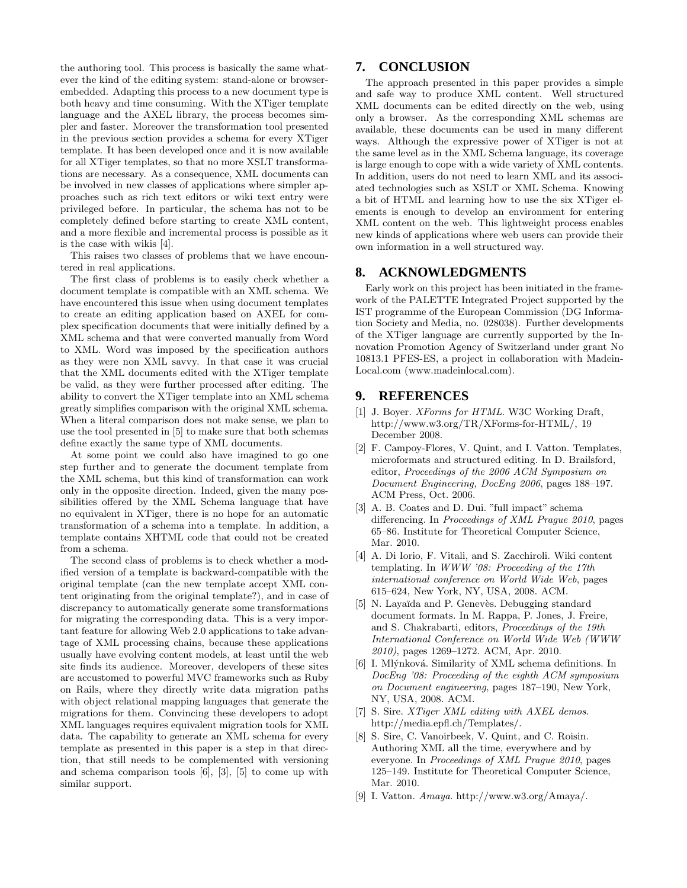the authoring tool. This process is basically the same whatever the kind of the editing system: stand-alone or browser-embedded. Adapting this process to a new document type is both heavy and time consuming. With the XTiger template language and the AXEL library, the process becomes simpler and faster. Moreover the transformation tool presented in the previous section provides a schema for every XTiger template. It has been developed once and it is now available for all XTiger templates, so that no more XSLT transformations are necessary. As a consequence, XML documents can be involved in new classes of applications where simpler approaches such as rich text editors or wiki text entry were privileged before. In particular, the schema has not to be completely defined before starting to create XML content, and a more flexible and incremental process is possible as it is the case with wikis [4].

This raises two classes of problems that we have encountered in real applications.

The first class of problems is to easily check whether a document template is compatible with an XML schema. We have encountered this issue when using document templates to create an editing application based on AXEL for complex specification documents that were initially defined by a XML schema and that were converted manually from Word to XML. Word was imposed by the specification authors as they were non XML savvy. In that case it was crucial that the XML documents edited with the XTiger template be valid, as they were further processed after editing. The ability to convert the XTiger template into an XML schema greatly simplifies comparison with the original XML schema. When a literal comparison does not make sense, we plan to use the tool presented in [5] to make sure that both schemas define exactly the same type of XML documents.

At some point we could also have imagined to go one step further and to generate the document template from the XML schema, but this kind of transformation can work only in the opposite direction. Indeed, given the many possibilities offered by the XML Schema language that have no equivalent in XTiger, there is no hope for an automatic transformation of a schema into a template. In addition, a template contains XHTML code that could not be created from a schema.

The second class of problems is to check whether a modified version of a template is backward-compatible with the original template (can the new template accept XML content originating from the original template?), and in case of discrepancy to automatically generate some transformations for migrating the corresponding data. This is a very important feature for allowing Web 2.0 applications to take advantage of XML processing chains, because these applications usually have evolving content models, at least until the web site finds its audience. Moreover, developers of these sites are accustomed to powerful MVC frameworks such as Ruby on Rails, where they directly write data migration paths with object relational mapping languages that generate the migrations for them. Convincing these developers to adopt XML languages requires equivalent migration tools for XML data. The capability to generate an XML schema for every template as presented in this paper is a step in that direction, that still needs to be complemented with versioning and schema comparison tools [6], [3], [5] to come up with similar support.

## 7. CONCLUSION

The approach presented in this paper provides a simple and safe way to produce XML content. Well structured XML documents can be edited directly on the web, using only a browser. As the corresponding XML schemas are available, these documents can be used in many different ways. Although the expressive power of XTiger is not at the same level as in the XML Schema language, its coverage is large enough to cope with a wide variety of XML contents. In addition, users do not need to learn XML and its associated technologies such as XSLT or XML Schema. Knowing a bit of HTML and learning how to use the six XTiger elements is enough to develop an environment for entering XML content on the web. This lightweight process enables new kinds of applications where web users can provide their own information in a well structured way.

## 8. ACKNOWLEDGMENTS

Early work on this project has been initiated in the framework of the PALETTE Integrated Project supported by the IST programme of the European Commission (DG Information Society and Media, no. 028038). Further developments of the XTiger language are currently supported by the Innovation Promotion Agency of Switzerland under grant No 10813.1 PFES-ES, a project in collaboration with Madein-Local.com (www.madeinlocal.com).

## 9. REFERENCES

[1] J. Boyer. *XForms for HTML*. W3C Working Draft, http://www.w3.org/TR/XForms-for-HTML/, 19 December 2008.

[2] F. Campoy-Flores, V. Quint, and I. Vatton. Templates, microformats and structured editing. In D. Brailsford, editor, *Proceedings of the 2006 ACM Symposium on Document Engineering, DocEng 2006*, pages 188–197. ACM Press, Oct. 2006.

[3] A. B. Coates and D. Dui. "full impact" schema differencing. In *Proceedings of XML Prague 2010*, pages 65–86. Institute for Theoretical Computer Science, Mar. 2010.

[4] A. Di Iorio, F. Vitali, and S. Zacchiroli. Wiki content templating. In *WWW '08: Proceeding of the 17th international conference on World Wide Web*, pages 615–624, New York, NY, USA, 2008. ACM.

[5] N. Layaïda and P. Genevès. Debugging standard document formats. In M. Rappa, P. Jones, J. Freire, and S. Chakrabarti, editors, *Proceedings of the 19th International Conference on World Wide Web (WWW 2010)*, pages 1269–1272. ACM, Apr. 2010.

[6] I. Mlýnková. Similarity of XML schema definitions. In *DocEng '08: Proceeding of the eighth ACM symposium on Document engineering*, pages 187–190, New York, NY, USA, 2008. ACM.

[7] S. Sire. *XTiger XML editing with AXEL demos*. http://media.epfl.ch/Templates/.

[8] S. Sire, C. Vanoirbeek, V. Quint, and C. Roisin. Authoring XML all the time, everywhere and by everyone. In *Proceedings of XML Prague 2010*, pages 125–149. Institute for Theoretical Computer Science, Mar. 2010.

[9] I. Vatton. *Amaya*. http://www.w3.org/Amaya/.